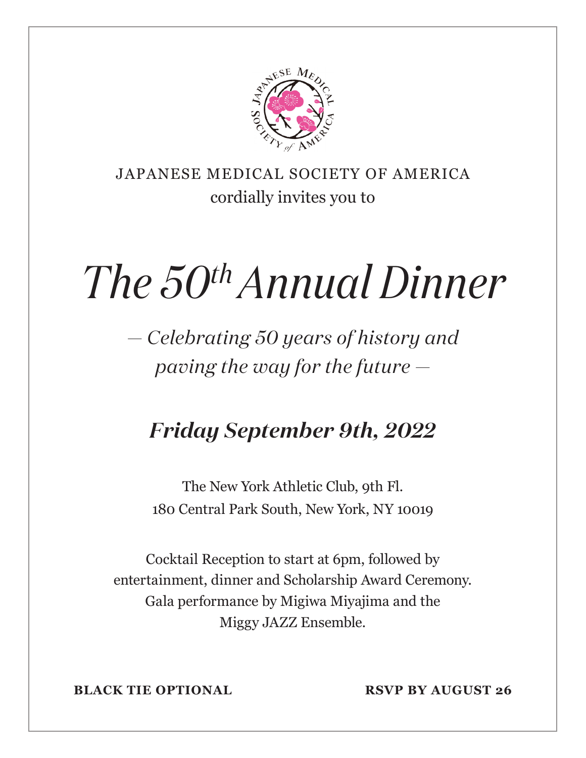JAPANESE MEDICAL SOCIETY OF AMERICA
cordially invites you to

# *The 50th Annual Dinner*

*— Celebrating 50 years of history and paving the way for the future —*

## *Friday September 9th, 2022*

The New York Athletic Club, 9th Fl.
180 Central Park South, New York, NY 10019

Cocktail Reception to start at 6pm, followed by entertainment, dinner and Scholarship Award Ceremony. Gala performance by Migiwa Miyajima and the Miggy JAZZ Ensemble.

**BLACK TIE OPTIONAL**

**RSVP BY AUGUST 26**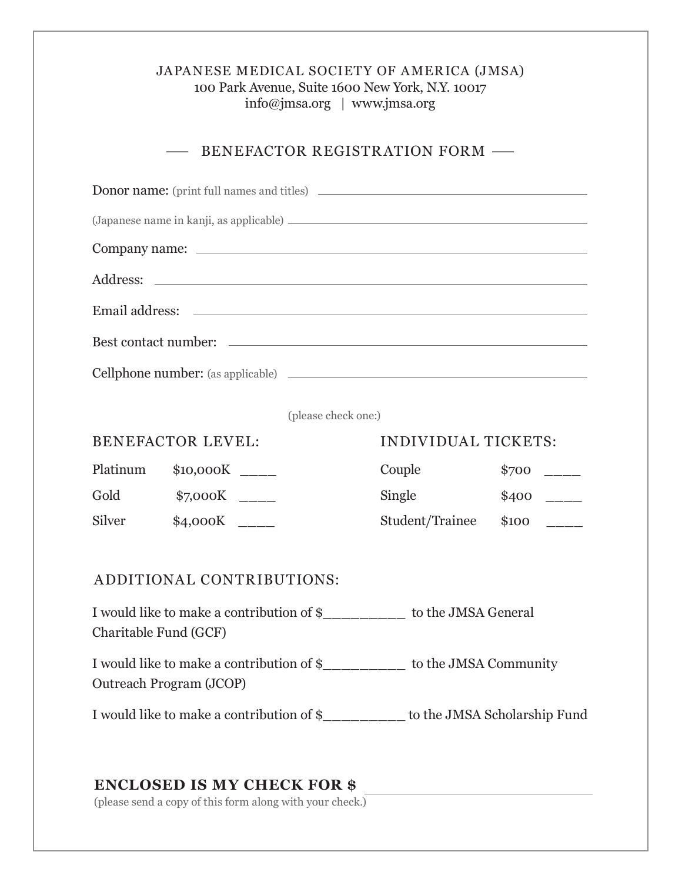JAPANESE MEDICAL SOCIETY OF AMERICA (JMSA)
100 Park Avenue, Suite 1600 New York, N.Y. 10017
info@jmsa.org | www.jmsa.org

## BENEFACTOR REGISTRATION FORM

Donor name: (print full names and titles) ______________________________

(Japanese name in kanji, as applicable) ______________________________

Company name: ______________________________

Address: ______________________________

Email address: ______________________________

Best contact number: ______________________________

Cellphone number: (as applicable) ______________________________

(please check one:)

| BENEFACTOR LEVEL: | | | INDIVIDUAL TICKETS: | | |
|---|---|---|---|---|---|
| Platinum | $10,000K | ____ | Couple | $700 | ____ |
| Gold | $7,000K | ____ | Single | $400 | ____ |
| Silver | $4,000K | ____ | Student/Trainee | $100 | ____ |

### ADDITIONAL CONTRIBUTIONS:

I would like to make a contribution of $_________ to the JMSA General Charitable Fund (GCF)

I would like to make a contribution of $_________ to the JMSA Community Outreach Program (JCOP)

I would like to make a contribution of $_________ to the JMSA Scholarship Fund

**ENCLOSED IS MY CHECK FOR $** ______________________________
(please send a copy of this form along with your check.)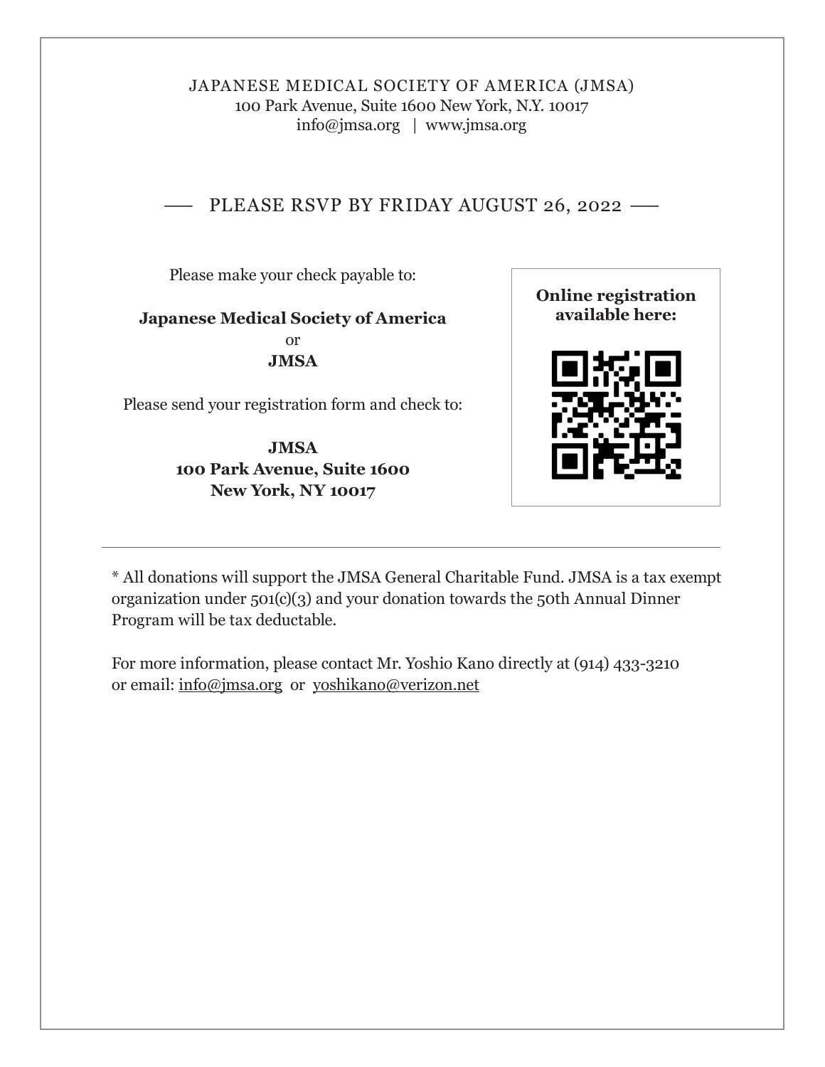JAPANESE MEDICAL SOCIETY OF AMERICA (JMSA)
100 Park Avenue, Suite 1600 New York, N.Y. 10017
info@jmsa.org | www.jmsa.org

## PLEASE RSVP BY FRIDAY AUGUST 26, 2022

Please make your check payable to:

**Japanese Medical Society of America**
or
**JMSA**

Please send your registration form and check to:

**JMSA**
**100 Park Avenue, Suite 1600**
**New York, NY 10017**

**Online registration available here:**

---

* All donations will support the JMSA General Charitable Fund. JMSA is a tax exempt organization under 501(c)(3) and your donation towards the 50th Annual Dinner Program will be tax deductable.

For more information, please contact Mr. Yoshio Kano directly at (914) 433-3210 or email: info@jmsa.org or yoshikano@verizon.net